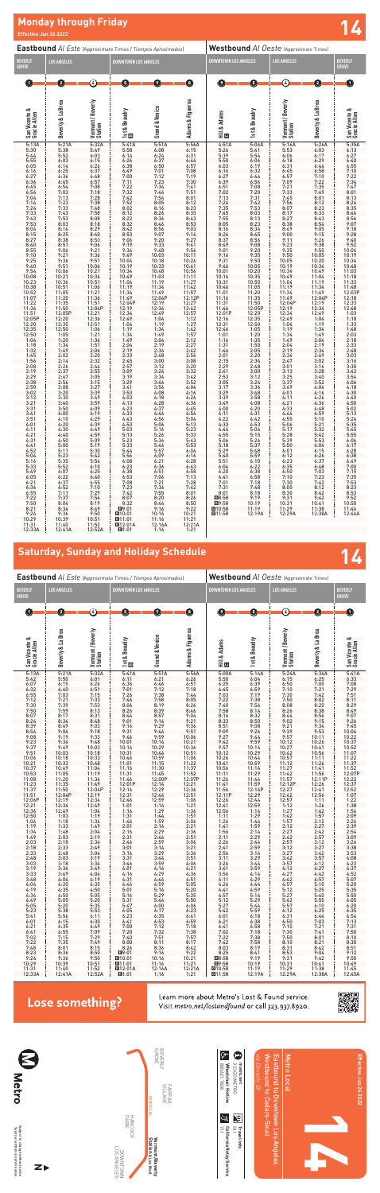# Monday through Friday

Effective Jun 26 2022

**14**

## Eastbound *Al Este* (Approximate Times / *Tiempos Aproximados*)

| BEVERLY GROVE | LOS ANGELES | | DOWNTOWN LOS ANGELES | | |
|---|---|---|---|---|---|
| 1 | 2 | 4 | 5 | 7 | 8 |
| San Vicente & Grace Allen | Beverly & La Brea | Vermont / Beverly Station | 1st & Beaudry | Grand & Venice | Adams & Figueroa |
| 5:13A | 5:21A | 5:32A | 5:41A | 5:51A | 5:56A |
| 5:30 | 5:38 | 5:49 | 5:58 | 6:08 | 6:15 |
| 5:44 | 5:52 | 6:03 | 6:14 | 6:24 | 6:31 |
| 5:55 | 6:03 | 6:15 | 6:26 | 6:37 | 6:44 |
| 6:05 | 6:14 | 6:26 | 6:38 | 6:50 | 6:57 |
| 6:16 | 6:25 | 6:37 | 6:49 | 7:01 | 7:08 |
| 6:27 | 6:36 | 6:48 | 7:00 | 7:12 | 7:19 |
| 6:36 | 6:45 | 6:57 | 7:11 | 7:23 | 7:30 |
| 6:45 | 6:56 | 7:08 | 7:22 | 7:34 | 7:41 |
| 6:54 | 7:03 | 7:18 | 7:32 | 7:44 | 7:51 |
| 7:04 | 7:13 | 7:28 | 7:42 | 7:54 | 8:01 |
| 7:14 | 7:23 | 7:38 | 7:52 | 8:05 | 8:12 |
| 7:24 | 7:33 | 7:48 | 8:02 | 8:16 | 8:23 |
| 7:33 | 7:43 | 7:58 | 8:12 | 8:26 | 8:33 |
| 7:43 | 7:53 | 8:08 | 8:22 | 8:36 | 8:43 |
| 7:53 | 8:03 | 8:18 | 8:32 | 8:46 | 8:53 |
| 8:04 | 8:14 | 8:29 | 8:42 | 8:56 | 9:03 |
| 8:15 | 8:25 | 8:40 | 8:53 | 9:07 | 9:14 |
| 8:27 | 8:38 | 8:53 | 9:06 | 9:20 | 9:27 |
| 8:40 | 8:51 | 9:06 | 9:19 | 9:33 | 9:41 |
| 8:55 | 9:06 | 9:21 | 9:34 | 9:48 | 9:56 |
| 9:10 | 9:21 | 9:36 | 9:49 | 10:03 | 10:11 |
| 9:25 | 9:36 | 9:51 | 10:04 | 10:18 | 10:26 |
| 9:40 | 9:51 | 10:06 | 10:19 | 10:33 | 10:41 |
| 9:56 | 10:06 | 10:21 | 10:34 | 10:48 | 10:56 |
| 10:08 | 10:21 | 10:36 | 10:49 | 11:03 | 11:11 |
| 10:23 | 10:36 | 10:51 | 11:04 | 11:19 | 11:27 |
| 10:38 | 10:51 | 11:06 | 11:19 | 11:34 | 11:42 |
| 10:52 | 11:05 | 11:21 | 11:34 | 11:49 | 11:57 |
| 11:07 | 11:20 | 11:36 | 11:49 | 12:04P | 12:12P |
| 11:22 | 11:35 | 11:51 | 12:04P | 12:19 | 12:27 |
| 11:36 | 11:50 | 12:06P | 12:19 | 12:34 | 12:42 |
| 11:51 | 12:05P | 12:21 | 12:34 | 12:49 | 12:57 |
| 12:05P | 12:20 | 12:36 | 12:49 | 1:04 | 1:12 |
| 12:20 | 12:35 | 12:51 | 1:04 | 1:19 | 1:27 |
| 12:35 | 12:50 | 1:06 | 1:19 | 1:34 | 1:42 |
| 12:50 | 1:05 | 1:21 | 1:34 | 1:49 | 1:57 |
| 1:04 | 1:20 | 1:36 | 1:49 | 2:04 | 2:12 |
| 1:18 | 1:34 | 1:51 | 2:04 | 2:19 | 2:27 |
| 1:32 | 1:49 | 2:06 | 2:19 | 2:34 | 2:42 |
| 1:45 | 2:02 | 2:20 | 2:33 | 2:48 | 2:56 |
| 1:56 | 2:14 | 2:32 | 2:45 | 3:00 | 3:08 |
| 2:08 | 2:26 | 2:44 | 2:57 | 3:12 | 3:20 |
| 2:19 | 2:37 | 2:55 | 3:09 | 3:24 | 3:32 |
| 2:29 | 2:47 | 3:05 | 3:19 | 3:34 | 3:42 |
| 2:38 | 2:56 | 3:15 | 3:29 | 3:44 | 3:52 |
| 2:50 | 3:08 | 3:27 | 3:41 | 3:56 | 4:04 |
| 3:02 | 3:20 | 3:39 | 3:53 | 4:08 | 4:16 |
| 3:12 | 3:30 | 3:49 | 4:03 | 4:18 | 4:26 |
| 3:21 | 3:40 | 3:59 | 4:13 | 4:28 | 4:36 |
| 3:31 | 3:50 | 4:09 | 4:23 | 4:37 | 4:45 |
| 3:41 | 4:00 | 4:19 | 4:33 | 4:46 | 4:54 |
| 3:51 | 4:10 | 4:29 | 4:43 | 4:56 | 5:04 |
| 4:01 | 4:20 | 4:39 | 4:53 | 5:06 | 5:13 |
| 4:11 | 4:30 | 4:49 | 5:03 | 5:16 | 5:23 |
| 4:21 | 4:40 | 4:59 | 5:13 | 5:26 | 5:33 |
| 4:31 | 4:50 | 5:09 | 5:23 | 5:36 | 5:43 |
| 4:41 | 5:00 | 5:19 | 5:33 | 5:46 | 5:53 |
| 4:52 | 5:11 | 5:30 | 5:44 | 5:57 | 6:04 |
| 5:04 | 5:23 | 5:42 | 5:56 | 6:09 | 6:16 |
| 5:16 | 5:35 | 5:54 | 6:08 | 6:21 | 6:28 |
| 5:33 | 5:52 | 6:10 | 6:23 | 6:36 | 6:43 |
| 5:49 | 6:07 | 6:25 | 6:38 | 6:51 | 6:58 |
| 6:05 | 6:22 | 6:40 | 6:53 | 7:06 | 7:13 |
| 6:21 | 6:37 | 6:55 | 7:08 | 7:21 | 7:28 |
| 6:36 | 6:52 | 7:10 | 7:23 | 7:36 | 7:42 |
| 6:55 | 7:11 | 7:29 | 7:42 | 7:55 | 8:01 |
| 7:22 | 7:37 | 7:54 | 8:07 | 8:20 | 8:26 |
| 7:50 | 8:04 | 8:19 | 8:32 | 8:44 | 8:50 |
| 8:21 | 8:34 | 8:49 | ■9:01 | 9:16 | 9:22 |
| 9:24 | 9:36 | 9:50 | ■10:01 | 10:16 | 10:21 |
| 10:29 | 10:39 | 10:51 | ■11:01 | 11:16 | 11:21 |
| 11:31 | 11:40 | 11:52 | ■12:01A | 12:16A | 12:21A |
| 12:33A | 12:41A | 12:52A | ■1:01 | 1:16 | 1:21 |

## Westbound *Al Oeste* (Approximate Times / *Tiempos Aproximados*)

| DOWNTOWN LOS ANGELES | | LOS ANGELES | | BEVERLY GROVE |
|---|---|---|---|---|
| 9 | 5 | 4 | 2 | 1 |
| Hill & Adams | 1st & Beaudry | Vermont / Beverly Station | Beverly & La Brea | San Vicente & Grace Allen |
| 4:51A | 5:06A | 5:16A | 5:26A | 5:35A |
| 5:26 | 5:41 | 5:53 | 6:03 | 6:13 |
| 5:39 | 5:54 | 6:06 | 6:17 | 6:27 |
| 5:50 | 6:06 | 6:18 | 6:29 | 6:40 |
| 6:03 | 6:19 | 6:31 | 6:44 | 6:55 |
| 6:16 | 6:32 | 6:45 | 6:58 | 7:10 |
| 6:27 | 6:44 | 6:57 | 7:10 | 7:22 |
| 6:39 | 6:56 | 7:09 | 7:22 | 7:34 |
| 6:51 | 7:08 | 7:21 | 7:35 | 7:47 |
| 7:02 | 7:20 | 7:33 | 7:49 | 8:01 |
| 7:13 | 7:31 | 7:45 | 8:01 | 8:13 |
| 7:24 | 7:42 | 7:56 | 8:12 | 8:24 |
| 7:35 | 7:53 | 8:07 | 8:23 | 8:35 |
| 7:45 | 8:03 | 8:17 | 8:33 | 8:46 |
| 7:55 | 8:13 | 8:27 | 8:43 | 8:56 |
| 8:05 | 8:23 | 8:38 | 8:56 | 9:07 |
| 8:16 | 8:34 | 8:49 | 9:05 | 9:18 |
| 8:26 | 8:45 | 9:00 | 9:15 | 9:28 |
| 8:37 | 8:56 | 9:11 | 9:26 | 9:40 |
| 8:49 | 9:08 | 9:23 | 9:38 | 9:52 |
| 9:01 | 9:20 | 9:35 | 9:50 | 10:04 |
| 9:16 | 9:35 | 9:50 | 10:05 | 10:19 |
| 9:31 | 9:50 | 10:05 | 10:20 | 10:34 |
| 9:46 | 10:05 | 10:19 | 10:34 | 10:48 |
| 10:01 | 10:20 | 10:34 | 10:49 | 11:03 |
| 10:16 | 10:35 | 10:49 | 11:04 | 11:18 |
| 10:31 | 10:50 | 11:04 | 11:19 | 11:33 |
| 10:46 | 11:05 | 11:19 | 11:34 | 11:48 |
| 11:01 | 11:20 | 11:34 | 11:49 | 12:03P |
| 11:16 | 11:35 | 11:49 | 12:04P | 12:18 |
| 11:31 | 11:50 | 12:04P | 12:19 | 12:33 |
| 11:46 | 12:05P | 12:19 | 12:34 | 12:48 |
| 12:01P | 12:20 | 12:34 | 12:49 | 1:03 |
| 12:16 | 12:35 | 12:49 | 1:04 | 1:18 |
| 12:31 | 12:50 | 1:04 | 1:19 | 1:33 |
| 12:46 | 1:05 | 1:19 | 1:34 | 1:48 |
| 1:01 | 1:20 | 1:34 | 1:49 | 2:03 |
| 1:16 | 1:35 | 1:49 | 2:04 | 2:18 |
| 1:31 | 1:50 | 2:04 | 2:19 | 2:33 |
| 1:46 | 2:05 | 2:19 | 2:34 | 2:48 |
| 2:01 | 2:20 | 2:34 | 2:49 | 3:03 |
| 2:15 | 2:34 | 2:47 | 3:02 | 3:16 |
| 2:29 | 2:48 | 3:01 | 3:16 | 3:30 |
| 2:41 | 3:00 | 3:13 | 3:28 | 3:42 |
| 2:53 | 3:12 | 3:25 | 3:40 | 3:54 |
| 3:05 | 3:24 | 3:37 | 3:52 | 4:06 |
| 3:17 | 3:36 | 3:49 | 4:04 | 4:18 |
| 3:29 | 3:48 | 4:01 | 4:16 | 4:30 |
| 3:39 | 3:58 | 4:11 | 4:26 | 4:40 |
| 3:49 | 4:08 | 4:21 | 4:36 | 4:50 |
| 4:00 | 4:20 | 4:33 | 4:48 | 5:02 |
| 4:11 | 4:31 | 4:44 | 4:59 | 5:13 |
| 4:22 | 4:42 | 4:55 | 5:10 | 5:24 |
| 4:33 | 4:53 | 5:06 | 5:21 | 5:35 |
| 4:44 | 5:04 | 5:17 | 5:32 | 5:45 |
| 4:55 | 5:15 | 5:28 | 5:42 | 5:55 |
| 5:06 | 5:26 | 5:39 | 5:53 | 6:06 |
| 5:17 | 5:37 | 5:50 | 6:04 | 6:17 |
| 5:29 | 5:49 | 6:01 | 6:15 | 6:28 |
| 5:40 | 5:59 | 6:12 | 6:26 | 6:38 |
| 5:51 | 6:10 | 6:23 | 6:37 | 6:49 |
| 6:04 | 6:22 | 6:35 | 6:48 | 7:00 |
| 6:20 | 6:38 | 6:50 | 7:03 | 7:15 |
| 6:38 | 6:58 | 7:10 | 7:23 | 7:35 |
| 7:01 | 7:18 | 7:30 | 7:42 | 7:53 |
| 7:31 | 7:48 | 8:00 | 8:12 | 8:23 |
| 8:01 | 8:18 | 8:30 | 8:42 | 8:53 |
| ■8:58 | 9:19 | 9:31 | 9:42 | 9:52 |
| ■9:58 | 10:19 | 10:31 | 10:41 | 10:50 |
| ■10:58 | 11:19 | 11:29 | 11:38 | 11:46 |
| ■11:58 | 12:19A | 12:29A | 12:38A | 12:46A |

# Saturday, Sunday and Holiday Schedule

**14**

## Eastbound *Al Este* (Approximate Times / *Tiempos Aproximados*)

| BEVERLY GROVE | LOS ANGELES | | DOWNTOWN LOS ANGELES | | |
|---|---|---|---|---|---|
| 1 | 2 | 4 | 5 | 7 | 8 |
| San Vicente & Grace Allen | Beverly & La Brea | Vermont / Beverly Station | 1st & Beaudry | Grand & Venice | Adams & Figueroa |
| 5:13A | 5:21A | 5:32A | 5:41A | 5:51A | 5:56A |
| 5:42 | 5:50 | 6:01 | 6:11 | 6:21 | 6:26 |
| 6:07 | 6:15 | 6:26 | 6:36 | 6:46 | 6:51 |
| 6:32 | 6:40 | 6:51 | 7:01 | 7:12 | 7:17 |
| 6:55 | 7:03 | 7:15 | 7:26 | 7:38 | 7:44 |
| 7:12 | 7:21 | 7:33 | 7:46 | 7:58 | 8:05 |
| 7:30 | 7:39 | 7:53 | 8:06 | 8:19 | 8:26 |
| 7:50 | 7:59 | 8:13 | 8:26 | 8:39 | 8:46 |
| 8:07 | 8:17 | 8:31 | 8:44 | 8:57 | 9:04 |
| 8:24 | 8:34 | 8:48 | 9:01 | 9:16 | 9:24 |
| 8:39 | 8:49 | 9:03 | 9:16 | 9:29 | 9:36 |
| 8:54 | 9:04 | 9:18 | 9:31 | 9:44 | 9:51 |
| 9:08 | 9:19 | 9:33 | 9:46 | 9:59 | 10:06 |
| 9:23 | 9:34 | 9:48 | 10:01 | 10:14 | 10:21 |
| 9:37 | 9:49 | 10:03 | 10:16 | 10:29 | 10:36 |
| 9:51 | 10:03 | 10:18 | 10:31 | 10:44 | 10:51 |
| 10:06 | 10:18 | 10:33 | 10:46 | 10:59 | 11:06 |
| 10:21 | 10:33 | 10:48 | 11:01 | 11:15 | 11:22 |
| 10:37 | 10:49 | 11:04 | 11:16 | 11:30 | 11:37 |
| 10:53 | 11:05 | 11:19 | 11:31 | 11:45 | 11:52 |
| 11:08 | 11:20 | 11:34 | 11:46 | 12:00P | 12:07P |
| 11:23 | 11:35 | 11:49 | 12:01P | 12:14 | 12:21 |
| 11:37 | 11:50 | 12:04P | 12:16 | 12:29 | 12:36 |
| 11:51 | 12:04P | 12:19 | 12:31 | 12:44 | 12:51 |
| 12:04P | 12:19 | 12:34 | 12:46 | 12:59 | 1:06 |
| 12:21 | 12:34 | 12:49 | 1:01 | 1:14 | 1:21 |
| 12:36 | 12:49 | 1:04 | 1:16 | 1:29 | 1:36 |
| 12:50 | 1:03 | 1:19 | 1:31 | 1:44 | 1:51 |
| 1:04 | 1:18 | 1:34 | 1:46 | 1:59 | 2:06 |
| 1:19 | 1:33 | 1:49 | 2:01 | 2:14 | 2:21 |
| 1:34 | 1:48 | 2:04 | 2:16 | 2:29 | 2:36 |
| 1:49 | 2:03 | 2:19 | 2:31 | 2:44 | 2:51 |
| 2:03 | 2:18 | 2:34 | 2:46 | 2:59 | 3:06 |
| 2:18 | 2:33 | 2:49 | 3:01 | 3:14 | 3:21 |
| 2:33 | 2:48 | 3:04 | 3:16 | 3:29 | 3:36 |
| 2:48 | 3:03 | 3:19 | 3:31 | 3:44 | 3:51 |
| 3:03 | 3:18 | 3:34 | 3:46 | 3:59 | 4:06 |
| 3:18 | 3:33 | 3:49 | 4:01 | 4:14 | 4:21 |
| 3:33 | 3:49 | 4:04 | 4:16 | 4:29 | 4:36 |
| 3:48 | 4:04 | 4:19 | 4:31 | 4:44 | 4:51 |
| 4:04 | 4:20 | 4:35 | 4:46 | 4:59 | 5:05 |
| 4:19 | 4:35 | 4:50 | 5:01 | 5:14 | 5:20 |
| 4:34 | 4:50 | 5:05 | 5:16 | 5:29 | 5:35 |
| 4:49 | 5:05 | 5:20 | 5:31 | 5:44 | 5:50 |
| 5:05 | 5:20 | 5:35 | 5:47 | 6:00 | 6:06 |
| 5:23 | 5:38 | 5:53 | 6:05 | 6:17 | 6:23 |
| 5:41 | 5:56 | 6:11 | 6:23 | 6:35 | 6:41 |
| 6:01 | 6:15 | 6:30 | 6:41 | 6:53 | 6:59 |
| 6:21 | 6:35 | 6:49 | 7:00 | 7:12 | 7:18 |
| 6:41 | 6:55 | 7:09 | 7:20 | 7:32 | 7:38 |
| 7:02 | 7:15 | 7:29 | 7:40 | 7:51 | 7:57 |
| 7:22 | 7:35 | 7:49 | 8:00 | 8:11 | 8:17 |
| 7:48 | 8:01 | 8:15 | 8:26 | 8:36 | 8:42 |
| 8:23 | 8:36 | 8:50 | ■9:01 | 9:16 | 9:22 |
| 9:24 | 9:36 | 9:50 | ■10:01 | 10:16 | 10:21 |
| 10:29 | 10:39 | 10:51 | ■11:01 | 11:16 | 11:21 |
| 11:31 | 11:40 | 11:52 | ■12:01A | 12:16A | 12:21A |
| 12:33A | 12:41A | 12:52A | ■1:01 | 1:16 | 1:21 |

## Westbound *Al Oeste* (Approximate Times / *Tiempos Aproximados*)

| DOWNTOWN LOS ANGELES | | LOS ANGELES | | BEVERLY GROVE |
|---|---|---|---|---|
| 9 | 5 | 4 | 2 | 1 |
| Hill & Adams | 1st & Beaudry | Vermont / Beverly Station | Beverly & La Brea | San Vicente & Grace Allen |
| 5:00A | 5:14A | 5:24A | 5:34A | 5:41A |
| 5:50 | 6:04 | 6:15 | 6:25 | 6:33 |
| 6:25 | 6:39 | 6:50 | 7:00 | 7:08 |
| 6:45 | 6:59 | 7:10 | 7:21 | 7:29 |
| 7:03 | 7:19 | 7:30 | 7:42 | 7:51 |
| 7:24 | 7:39 | 7:50 | 8:02 | 8:11 |
| 7:40 | 7:56 | 8:08 | 8:20 | 8:29 |
| 7:58 | 8:14 | 8:26 | 8:38 | 8:49 |
| 8:16 | 8:32 | 8:44 | 8:56 | 9:07 |
| 8:33 | 8:50 | 9:02 | 9:15 | 9:26 |
| 8:48 | 9:05 | 9:17 | 9:30 | 9:41 |
| 9:02 | 9:20 | 9:32 | 9:45 | 9:56 |
| 9:27 | 9:44 | 9:57 | 10:11 | 10:22 |
| 9:42 | 9:59 | 10:12 | 10:26 | 10:37 |
| 9:57 | 10:14 | 10:27 | 10:41 | 10:52 |
| 10:12 | 10:29 | 10:42 | 10:56 | 11:07 |
| 10:26 | 10:44 | 10:57 | 11:11 | 11:22 |
| 10:41 | 10:59 | 11:12 | 11:26 | 11:37 |
| 10:56 | 11:14 | 11:27 | 11:41 | 11:52 |
| 11:11 | 11:29 | 11:42 | 11:56 | 12:07P |
| 11:26 | 11:44 | 11:57 | 12:11P | 12:22 |
| 11:41 | 11:59 | 12:12P | 12:26 | 12:37 |
| 11:56 | 12:14P | 12:27 | 12:41 | 12:52 |
| 12:11P | 12:29 | 12:42 | 12:56 | 1:07 |
| 12:26 | 12:44 | 12:57 | 1:11 | 1:22 |
| 12:41 | 12:59 | 1:12 | 1:26 | 1:38 |
| 12:56 | 1:14 | 1:27 | 1:42 | 1:54 |
| 1:11 | 1:29 | 1:42 | 1:57 | 2:09 |
| 1:26 | 1:44 | 1:57 | 2:12 | 2:24 |
| 1:41 | 1:59 | 2:12 | 2:27 | 2:39 |
| 1:56 | 2:14 | 2:27 | 2:42 | 2:54 |
| 2:11 | 2:29 | 2:42 | 2:57 | 3:09 |
| 2:26 | 2:44 | 2:57 | 3:12 | 3:24 |
| 2:41 | 2:59 | 3:12 | 3:27 | 3:38 |
| 2:56 | 3:14 | 3:27 | 3:42 | 3:53 |
| 3:11 | 3:29 | 3:42 | 3:57 | 4:08 |
| 3:26 | 3:44 | 3:57 | 4:12 | 4:23 |
| 3:41 | 3:59 | 4:12 | 4:27 | 4:38 |
| 3:56 | 4:14 | 4:27 | 4:42 | 4:52 |
| 4:11 | 4:29 | 4:42 | 4:57 | 5:07 |
| 4:26 | 4:44 | 4:57 | 5:10 | 5:20 |
| 4:41 | 4:59 | 5:12 | 5:25 | 5:35 |
| 4:57 | 5:14 | 5:27 | 5:40 | 5:50 |
| 5:12 | 5:29 | 5:42 | 5:55 | 6:05 |
| 5:27 | 5:44 | 5:57 | 6:10 | 6:20 |
| 5:42 | 5:59 | 6:12 | 6:25 | 6:35 |
| 6:01 | 6:18 | 6:31 | 6:44 | 6:54 |
| 6:21 | 6:38 | 6:50 | 7:03 | 7:13 |
| 6:41 | 6:58 | 7:10 | 7:21 | 7:31 |
| 7:01 | 7:18 | 7:30 | 7:41 | 7:50 |
| 7:22 | 7:38 | 7:50 | 8:01 | 8:10 |
| 7:42 | 7:58 | 8:10 | 8:21 | 8:30 |
| 8:25 | 8:41 | 8:53 | 9:04 | 9:12 |
| ■8:58 | 9:19 | 9:31 | 9:42 | 9:50 |
| ■9:58 | 10:19 | 10:31 | 10:41 | 10:49 |
| ■10:58 | 11:19 | 11:29 | 11:38 | 11:45 |
| ■11:58 | 12:19A | 12:29A | 12:38A | 12:45A |

**Lose something?**

Learn more about Metro's Lost & Found service. Visit *metro.net/lostandfound* or call 323.937.8920.

**Metro Local 14**

Eastbound to Downtown Los Angeles
Westbound to Cedars-Sinai via Beverly Bl

Effective Jun 26 2022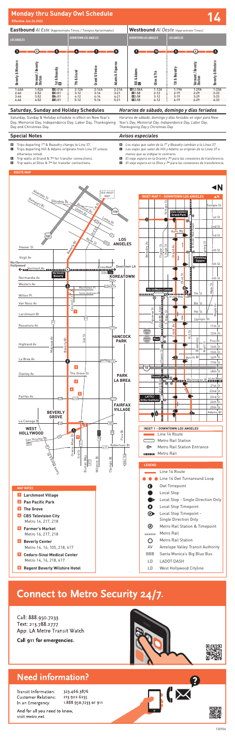# Monday thru Sunday Owl Schedule

**Effective Jun 26 2022**

**14**

| Eastbound *Al Este* (Approximate Times / *Tiempos Aproximados*) | | | | | | Westbound *Al Oeste* (Approximate Times) | | | | |
|---|---|---|---|---|---|---|---|---|---|---|
| LOS ANGELES | | | DOWNTOWN LOS ANGELES | | | DOWNTOWN LOS ANGELES | | LOS ANGELES | | |
| 3 | 4 | 5 | 6 | 7 | 8 | 9 | 10 | 5 | 4 | 3 |
| Beverly & Western | Vermont / Beverly Station | 1st & Beaudry | 7th & Grand | Grand & Venice | Adams & Figueroa | Hill & Adams | Olive & 7th | 1st & Beaudry | Vermont / Beverly Station | Beverly & Western |
| 1:46A | 1:52A | B 2:01A | 2:12A | 2:16A | 2:21A | C 12:58A | 1:12A | 1:19A | 1:29A | 1:33A |
| 2:46 | 2:52 | B 3:01 | 3:12 | 3:16 | 3:21 | D 1:58 | 2:12 | 2:19 | 2:29 | 2:33 |
| 3:46 | 3:52 | B 4:01 | 4:12 | 4:16 | 4:21 | D 2:58 | 3:12 | 3:19 | 3:29 | 3:33 |
| 4:46 | 4:52 | B 5:01 | 5:12 | 5:16 | 5:21 | D 3:58 | 4:12 | 4:19 | 4:29 | 4:33 |

## Saturday, Sunday and Holiday Schedules

Saturday, Sunday & Holiday schedule in effect on New Year's Day, Memorial Day, Independence Day, Labor Day, Thanksgiving Day and Christmas Day.

## *Horarios de sábado, domingo y días feriados*

*Horarios de sábado, domingo y días feriados en vigor para New Year's Day, Memorial Day, Independence Day, Labor Day, Thanksgiving Day y Christmas Day.*

## Special Notes

- **B** Trips departing 1st & Beaudry change to Line 37.
- **C** Trips departing Hill & Adams originate from Line 37 unless otherwise noted.
- **D** Trip waits at Grand & 7th for transfer connections.
- **D** Trip waits at Olive & 7th for transfer connections.

## *Avisos especiales*

- **B** *Los viajes que salen de la 1st y Beaudry cambian a la Línea 37.*
- **C** *Los viajes que salen de Hill y Adams se originan de la Línea 37 a menos que se indique lo contrario.*
- **D** *El viaje espera en la Grand y 7th para las conexiones de transferencia.*
- **D** *El viaje espera en la Olive y 7th para las conexiones de transferencia.*

## ROUTE MAP

### MAP NOTES

1. Larchmont Village
2. Pan Pacific Park
3. The Grove
4. CBS Television City — Metro 14, 217, 218
5. Farmer's Market — Metro 16, 217, 218
6. Beverly Center — Metro 14, 16, 105, 218, 617
7. Cedars-Sinai Medical Center — Metro 14, 16, 218, 617
8. Regent Beverly Wilshire Hotel

### INSET 1 – DOWNTOWN LOS ANGELES

- Line 14 Route
- Metro Rail Station
- Metro Rail Station Entrance
- Metro Rail

### LEGEND

- Line 14 Route
- Line 14 Owl Turnaround Loop
- Owl Timepoint
- Local Stop
- Local Stop - Single Direction Only
- Local Stop Timepoint
- Local Stop Timepoint - Single Direction Only
- Metro Rail Station & Timepoint
- Metro Rail
- Metro Rail Station
- AV — Antelope Valley Transit Authority
- BBB — Santa Monica's Big Blue Bus
- LD — LADOT DASH
- LD — West Hollywood Cityline

# Connect to Metro Security 24/7.

Call: 888.950.7233
Text: 213.788.2777
App: LA Metro Transit Watch

**Call 911 for emergencies.**

# Need information?

Transit Information: 323.466.3876
Customer Relations: 213.922.6235
In an Emergency: 1.888.950.7233 or 911

And for all you need to know, visit *metro.net*.

150906